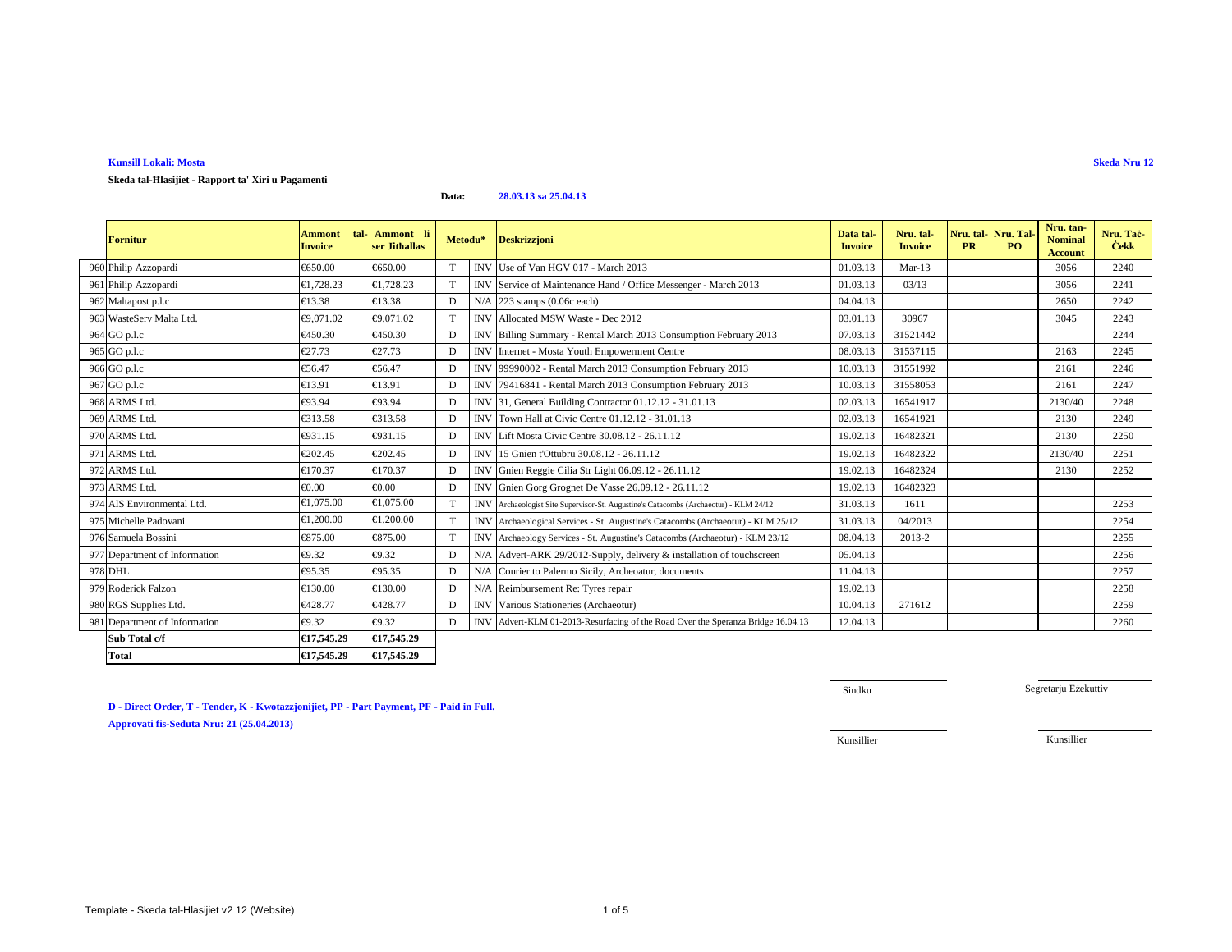**Kunsill Lokali: Mosta**

**Skeda Nru 12**

**Skeda tal-Ħlasijiet - Rapport ta' Xiri u Pagamenti**

**Data:** **28.03.13 sa 25.04.13**

| | Fornitur | Ammont tal-Invoice | Ammont li ser Jithallas | Metodu* | | Deskrizzjoni | Data tal-Invoice | Nru. tal-Invoice | Nru. tal-PR | Nru. Tal-PO | Nru. tan-Nominal Account | Nru. Taċ-Ċekk |
|---|---|---|---|---|---|---|---|---|---|---|---|---|
| 960 | Philip Azzopardi | €650.00 | €650.00 | T | INV | Use of Van HGV 017 - March 2013 | 01.03.13 | Mar-13 | | | 3056 | 2240 |
| 961 | Philip Azzopardi | €1,728.23 | €1,728.23 | T | INV | Service of Maintenance Hand / Office Messenger - March 2013 | 01.03.13 | 03/13 | | | 3056 | 2241 |
| 962 | Maltapost p.l.c | €13.38 | €13.38 | D | N/A | 223 stamps (0.06c each) | 04.04.13 | | | | 2650 | 2242 |
| 963 | WasteServ Malta Ltd. | €9,071.02 | €9,071.02 | T | INV | Allocated MSW Waste - Dec 2012 | 03.01.13 | 30967 | | | 3045 | 2243 |
| 964 | GO p.l.c | €450.30 | €450.30 | D | INV | Billing Summary - Rental March 2013 Consumption February 2013 | 07.03.13 | 31521442 | | | | 2244 |
| 965 | GO p.l.c | €27.73 | €27.73 | D | INV | Internet - Mosta Youth Empowerment Centre | 08.03.13 | 31537115 | | | 2163 | 2245 |
| 966 | GO p.l.c | €56.47 | €56.47 | D | INV | 99990002 - Rental March 2013 Consumption February 2013 | 10.03.13 | 31551992 | | | 2161 | 2246 |
| 967 | GO p.l.c | €13.91 | €13.91 | D | INV | 79416841 - Rental March 2013 Consumption February 2013 | 10.03.13 | 31558053 | | | 2161 | 2247 |
| 968 | ARMS Ltd. | €93.94 | €93.94 | D | INV | 31, General Building Contractor 01.12.12 - 31.01.13 | 02.03.13 | 16541917 | | | 2130/40 | 2248 |
| 969 | ARMS Ltd. | €313.58 | €313.58 | D | INV | Town Hall at Civic Centre 01.12.12 - 31.01.13 | 02.03.13 | 16541921 | | | 2130 | 2249 |
| 970 | ARMS Ltd. | €931.15 | €931.15 | D | INV | Lift Mosta Civic Centre 30.08.12 - 26.11.12 | 19.02.13 | 16482321 | | | 2130 | 2250 |
| 971 | ARMS Ltd. | €202.45 | €202.45 | D | INV | 15 Gnien t'Ottubru 30.08.12 - 26.11.12 | 19.02.13 | 16482322 | | | 2130/40 | 2251 |
| 972 | ARMS Ltd. | €170.37 | €170.37 | D | INV | Gnien Reggie Cilia Str Light 06.09.12 - 26.11.12 | 19.02.13 | 16482324 | | | 2130 | 2252 |
| 973 | ARMS Ltd. | €0.00 | €0.00 | D | INV | Gnien Gorg Grognet De Vasse 26.09.12 - 26.11.12 | 19.02.13 | 16482323 | | | | |
| 974 | AIS Environmental Ltd. | €1,075.00 | €1,075.00 | T | INV | Archaeologist Site Supervisor-St. Augustine's Catacombs (Archaeotur) - KLM 24/12 | 31.03.13 | 1611 | | | | 2253 |
| 975 | Michelle Padovani | €1,200.00 | €1,200.00 | T | INV | Archaeological Services - St. Augustine's Catacombs (Archaeotur) - KLM 25/12 | 31.03.13 | 04/2013 | | | | 2254 |
| 976 | Samuela Bossini | €875.00 | €875.00 | T | INV | Archaeology Services - St. Augustine's Catacombs (Archaeotur) - KLM 23/12 | 08.04.13 | 2013-2 | | | | 2255 |
| 977 | Department of Information | €9.32 | €9.32 | D | N/A | Advert-ARK 29/2012-Supply, delivery & installation of touchscreen | 05.04.13 | | | | | 2256 |
| 978 | DHL | €95.35 | €95.35 | D | N/A | Courier to Palermo Sicily, Archeoatur, documents | 11.04.13 | | | | | 2257 |
| 979 | Roderick Falzon | €130.00 | €130.00 | D | N/A | Reimbursement Re: Tyres repair | 19.02.13 | | | | | 2258 |
| 980 | RGS Supplies Ltd. | €428.77 | €428.77 | D | INV | Various Stationeries (Archaeotur) | 10.04.13 | 271612 | | | | 2259 |
| 981 | Department of Information | €9.32 | €9.32 | D | INV | Advert-KLM 01-2013-Resurfacing of the Road Over the Speranza Bridge 16.04.13 | 12.04.13 | | | | | 2260 |
| | **Sub Total c/f** | **€17,545.29** | **€17,545.29** | | | | | | | | | |
| | **Total** | **€17,545.29** | **€17,545.29** | | | | | | | | | |

**D - Direct Order, T - Tender, K - Kwotazzjonijiet, PP - Part Payment, PF - Paid in Full.**

**Approvati fis-Seduta Nru: 21 (25.04.2013)**

Sindku

Segretarju Eżekuttiv

Kunsillier

Kunsillier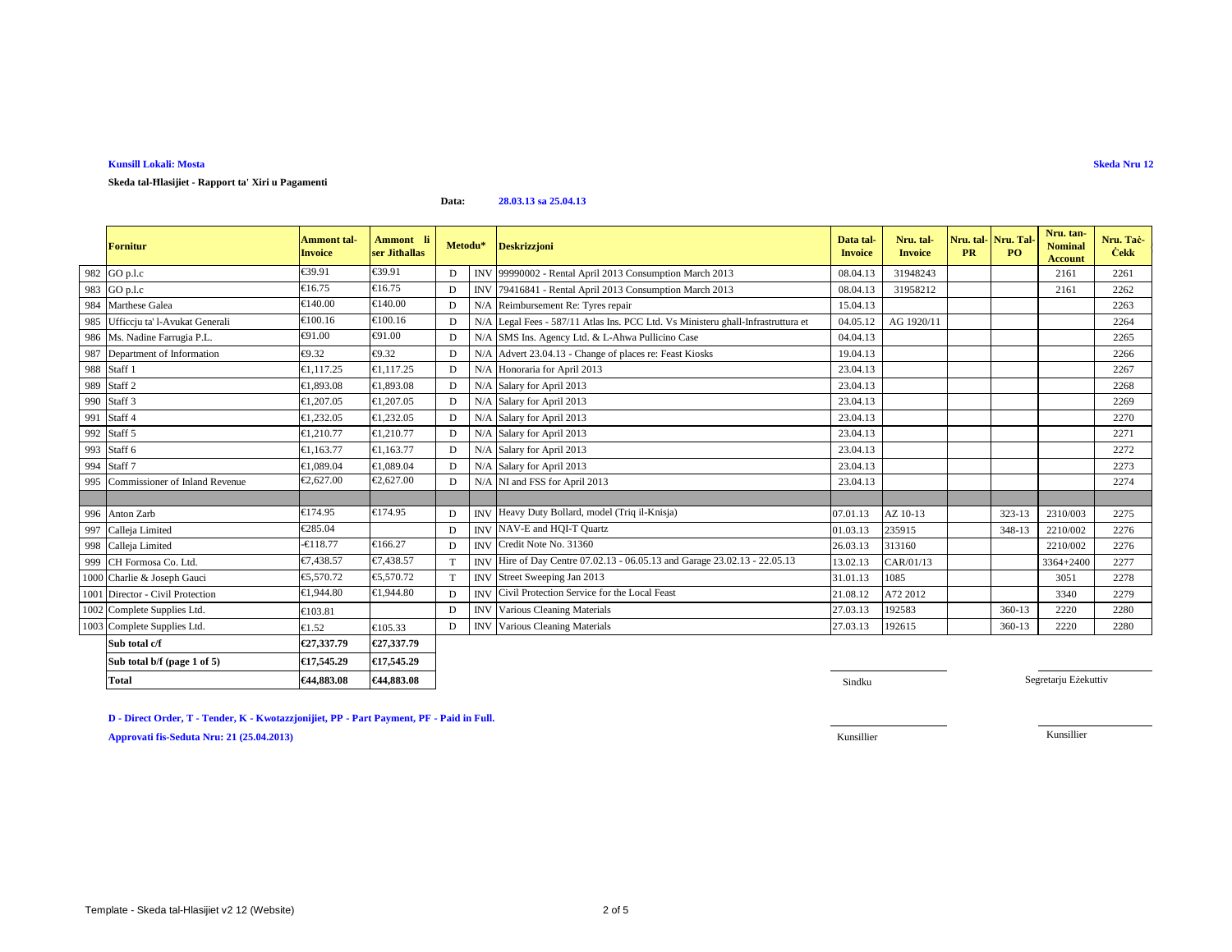**Kunsill Lokali: Mosta**

**Skeda Nru 12**

**Skeda tal-Ħlasijiet - Rapport ta' Xiri u Pagamenti**

**Data: 28.03.13 sa 25.04.13**

| | Fornitur | Ammont tal-Invoice | Ammont li ser Jithallas | Metodu* | | Deskrizzjoni | Data tal-Invoice | Nru. tal-Invoice | Nru. tal-PR | Nru. Tal-PO | Nru. tan-Nominal Account | Nru. Taċ-Ċekk |
|---|---|---|---|---|---|---|---|---|---|---|---|---|
| 982 | GO p.l.c | €39.91 | €39.91 | D | INV | 99990002 - Rental April 2013 Consumption March 2013 | 08.04.13 | 31948243 | | | 2161 | 2261 |
| 983 | GO p.l.c | €16.75 | €16.75 | D | INV | 79416841 - Rental April 2013 Consumption March 2013 | 08.04.13 | 31958212 | | | 2161 | 2262 |
| 984 | Marthese Galea | €140.00 | €140.00 | D | N/A | Reimbursement Re: Tyres repair | 15.04.13 | | | | | 2263 |
| 985 | Ufficcju ta' l-Avukat Generali | €100.16 | €100.16 | D | N/A | Legal Fees - 587/11 Atlas Ins. PCC Ltd. Vs Ministeru ghall-Infrastruttura et | 04.05.12 | AG 1920/11 | | | | 2264 |
| 986 | Ms. Nadine Farrugia P.L. | €91.00 | €91.00 | D | N/A | SMS Ins. Agency Ltd. & L-Ahwa Pullicino Case | 04.04.13 | | | | | 2265 |
| 987 | Department of Information | €9.32 | €9.32 | D | N/A | Advert 23.04.13 - Change of places re: Feast Kiosks | 19.04.13 | | | | | 2266 |
| 988 | Staff 1 | €1,117.25 | €1,117.25 | D | N/A | Honoraria for April 2013 | 23.04.13 | | | | | 2267 |
| 989 | Staff 2 | €1,893.08 | €1,893.08 | D | N/A | Salary for April 2013 | 23.04.13 | | | | | 2268 |
| 990 | Staff 3 | €1,207.05 | €1,207.05 | D | N/A | Salary for April 2013 | 23.04.13 | | | | | 2269 |
| 991 | Staff 4 | €1,232.05 | €1,232.05 | D | N/A | Salary for April 2013 | 23.04.13 | | | | | 2270 |
| 992 | Staff 5 | €1,210.77 | €1,210.77 | D | N/A | Salary for April 2013 | 23.04.13 | | | | | 2271 |
| 993 | Staff 6 | €1,163.77 | €1,163.77 | D | N/A | Salary for April 2013 | 23.04.13 | | | | | 2272 |
| 994 | Staff 7 | €1,089.04 | €1,089.04 | D | N/A | Salary for April 2013 | 23.04.13 | | | | | 2273 |
| 995 | Commissioner of Inland Revenue | €2,627.00 | €2,627.00 | D | N/A | NI and FSS for April 2013 | 23.04.13 | | | | | 2274 |
| | | | | | | | | | | | | |
| 996 | Anton Zarb | €174.95 | €174.95 | D | INV | Heavy Duty Bollard, model (Triq il-Knisja) | 07.01.13 | AZ 10-13 | | 323-13 | 2310/003 | 2275 |
| 997 | Calleja Limited | €285.04 | | D | INV | NAV-E and HQI-T Quartz | 01.03.13 | 235915 | | 348-13 | 2210/002 | 2276 |
| 998 | Calleja Limited | -€118.77 | €166.27 | D | INV | Credit Note No. 31360 | 26.03.13 | 313160 | | | 2210/002 | 2276 |
| 999 | CH Formosa Co. Ltd. | €7,438.57 | €7,438.57 | T | INV | Hire of Day Centre 07.02.13 - 06.05.13 and Garage 23.02.13 - 22.05.13 | 13.02.13 | CAR/01/13 | | | 3364+2400 | 2277 |
| 1000 | Charlie & Joseph Gauci | €5,570.72 | €5,570.72 | T | INV | Street Sweeping Jan 2013 | 31.01.13 | 1085 | | | 3051 | 2278 |
| 1001 | Director - Civil Protection | €1,944.80 | €1,944.80 | D | INV | Civil Protection Service for the Local Feast | 21.08.12 | A72 2012 | | | 3340 | 2279 |
| 1002 | Complete Supplies Ltd. | €103.81 | | D | INV | Various Cleaning Materials | 27.03.13 | 192583 | | 360-13 | 2220 | 2280 |
| 1003 | Complete Supplies Ltd. | €1.52 | €105.33 | D | INV | Various Cleaning Materials | 27.03.13 | 192615 | | 360-13 | 2220 | 2280 |
| | **Sub total c/f** | **€27,337.79** | **€27,337.79** | | | | | | | | | |
| | **Sub total b/f (page 1 of 5)** | **€17,545.29** | **€17,545.29** | | | | | | | | | |
| | **Total** | **€44,883.08** | **€44,883.08** | | | | | | | | | |

Sindku

Segretarju Eżekuttiv

Kunsillier

Kunsillier

**D - Direct Order, T - Tender, K - Kwotazzjonijiet, PP - Part Payment, PF - Paid in Full.**

**Approvati fis-Seduta Nru: 21 (25.04.2013)**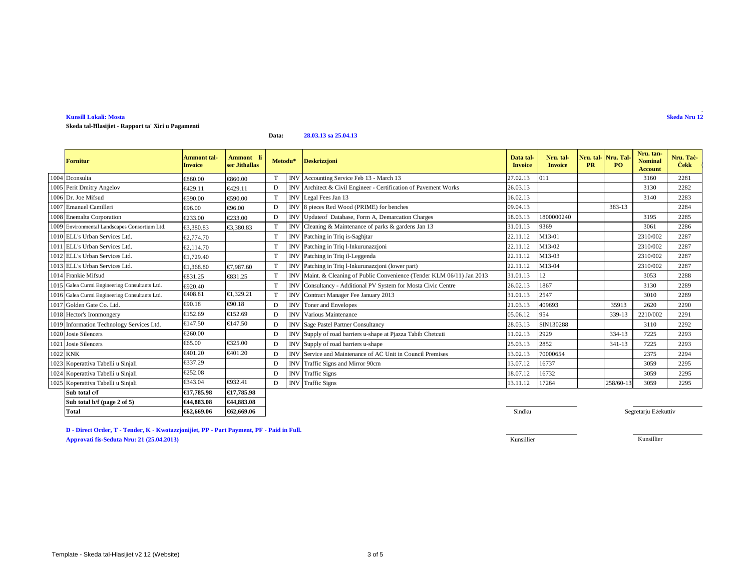**Kunsill Lokali: Mosta**

**Skeda Nru 12**

**Skeda tal-Hlasijiet - Rapport ta' Xiri u Pagamenti**

**Data: 28.03.13 sa 25.04.13**

| | Fornitur | Ammont tal-Invoice | Ammont li ser Jithallas | Metodu* | | Deskrizzjoni | Data tal-Invoice | Nru. tal-Invoice | Nru. tal-PR | Nru. Tal-PO | Nru. tan-Nominal Account | Nru. Taċ-Ċekk |
|---|---|---|---|---|---|---|---|---|---|---|---|---|
| 1004 | Dconsulta | €860.00 | €860.00 | T | INV | Accounting Service Feb 13 - March 13 | 27.02.13 | 011 | | | 3160 | 2281 |
| 1005 | Perit Dmitry Angelov | €429.11 | €429.11 | D | INV | Architect & Civil Engineer - Certification of Pavement Works | 26.03.13 | | | | 3130 | 2282 |
| 1006 | Dr. Joe Mifsud | €590.00 | €590.00 | T | INV | Legal Fees Jan 13 | 16.02.13 | | | | 3140 | 2283 |
| 1007 | Emanuel Camilleri | €96.00 | €96.00 | D | INV | 8 pieces Red Wood (PRIME) for benches | 09.04.13 | | | 383-13 | | 2284 |
| 1008 | Enemalta Corporation | €233.00 | €233.00 | D | INV | Updateof Database, Form A, Demarcation Charges | 18.03.13 | 1800000240 | | | 3195 | 2285 |
| 1009 | Environmental Landscapes Consortium Ltd. | €3,380.83 | €3,380.83 | T | INV | Cleaning & Maintenance of parks & gardens Jan 13 | 31.01.13 | 9369 | | | 3061 | 2286 |
| 1010 | ELL's Urban Services Ltd. | €2,774.70 | | T | INV | Patching in Triq is-Saghjtar | 22.11.12 | M13-01 | | | 2310/002 | 2287 |
| 1011 | ELL's Urban Services Ltd. | €2,114.70 | | T | INV | Patching in Triq l-Inkurunazzjoni | 22.11.12 | M13-02 | | | 2310/002 | 2287 |
| 1012 | ELL's Urban Services Ltd. | €1,729.40 | | T | INV | Patching in Triq il-Leggenda | 22.11.12 | M13-03 | | | 2310/002 | 2287 |
| 1013 | ELL's Urban Services Ltd. | €1,368.80 | €7,987.60 | T | INV | Patching in Triq l-Inkurunazzjoni (lower part) | 22.11.12 | M13-04 | | | 2310/002 | 2287 |
| 1014 | Frankie Mifsud | €831.25 | €831.25 | T | INV | Maint. & Cleaning of Public Convenience (Tender KLM 06/11) Jan 2013 | 31.01.13 | 12 | | | 3053 | 2288 |
| 1015 | Galea Curmi Engineering Consultants Ltd. | €920.40 | | T | INV | Consultancy - Additional PV System for Mosta Civic Centre | 26.02.13 | 1867 | | | 3130 | 2289 |
| 1016 | Galea Curmi Engineering Consultants Ltd. | €408.81 | €1,329.21 | T | INV | Contract Manager Fee January 2013 | 31.01.13 | 2547 | | | 3010 | 2289 |
| 1017 | Golden Gate Co. Ltd. | €90.18 | €90.18 | D | INV | Toner and Envelopes | 21.03.13 | 409693 | | 35913 | 2620 | 2290 |
| 1018 | Hector's Ironmongery | €152.69 | €152.69 | D | INV | Various Maintenance | 05.06.12 | 954 | | 339-13 | 2210/002 | 2291 |
| 1019 | Information Technology Services Ltd. | €147.50 | €147.50 | D | INV | Sage Pastel Partner Consultancy | 28.03.13 | SIN130288 | | | 3110 | 2292 |
| 1020 | Josie Silencers | €260.00 | | D | INV | Supply of road barriers u-shape at Pjazza Tabib Chetcuti | 11.02.13 | 2929 | | 334-13 | 7225 | 2293 |
| 1021 | Josie Silencers | €65.00 | €325.00 | D | INV | Supply of road barriers u-shape | 25.03.13 | 2852 | | 341-13 | 7225 | 2293 |
| 1022 | KNK | €401.20 | €401.20 | D | INV | Service and Maintenance of AC Unit in Council Premises | 13.02.13 | 70000654 | | | 2375 | 2294 |
| 1023 | Koperattiva Tabelli u Sinjali | €337.29 | | D | INV | Traffic Signs and Mirror 90cm | 13.07.12 | 16737 | | | 3059 | 2295 |
| 1024 | Koperattiva Tabelli u Sinjali | €252.08 | | D | INV | Traffic Signs | 18.07.12 | 16732 | | | 3059 | 2295 |
| 1025 | Koperattiva Tabelli u Sinjali | €343.04 | €932.41 | D | INV | Traffic Signs | 13.11.12 | 17264 | | 258/60-13 | 3059 | 2295 |
| | **Sub total c/f** | **€17,785.98** | **€17,785.98** | | | | | | | | | |
| | **Sub total b/f (page 2 of 5)** | **€44,883.08** | **€44,883.08** | | | | | | | | | |
| | **Total** | **€62,669.06** | **€62,669.06** | | | | | | | | | |

Sindku &nbsp;&nbsp;&nbsp;&nbsp; Segretarju Eżekuttiv

Kunsillier &nbsp;&nbsp;&nbsp;&nbsp; Kunsillier

**D - Direct Order, T - Tender, K - Kwotazzjonijiet, PP - Part Payment, PF - Paid in Full.**

**Approvati fis-Seduta Nru: 21 (25.04.2013)**

Template - Skeda tal-Hlasijiet v2 12 (Website)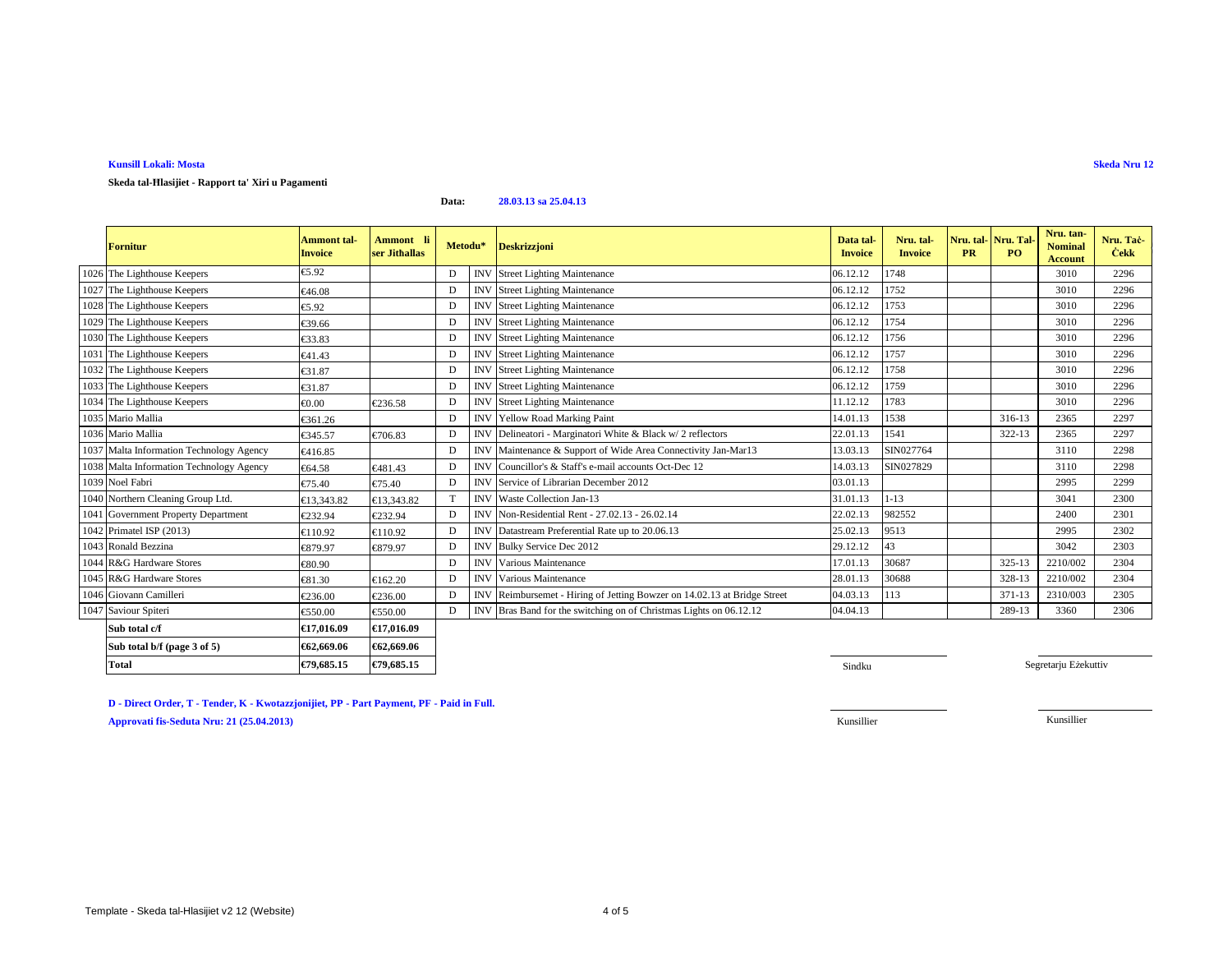**Kunsill Lokali: Mosta**

**Skeda Nru 12**

**Skeda tal-Ħlasijiet - Rapport ta' Xiri u Pagamenti**

**Data: 28.03.13 sa 25.04.13**

| | Fornitur | Ammont tal-Invoice | Ammont li ser Jithallas | Metodu* | | Deskrizzjoni | Data tal-Invoice | Nru. tal-Invoice | Nru. tal-PR | Nru. Tal-PO | Nru. tan-Nominal Account | Nru. Taċ-Ċekk |
|---|---|---|---|---|---|---|---|---|---|---|---|---|
| 1026 | The Lighthouse Keepers | €5.92 | | D | INV | Street Lighting Maintenance | 06.12.12 | 1748 | | | 3010 | 2296 |
| 1027 | The Lighthouse Keepers | €46.08 | | D | INV | Street Lighting Maintenance | 06.12.12 | 1752 | | | 3010 | 2296 |
| 1028 | The Lighthouse Keepers | €5.92 | | D | INV | Street Lighting Maintenance | 06.12.12 | 1753 | | | 3010 | 2296 |
| 1029 | The Lighthouse Keepers | €39.66 | | D | INV | Street Lighting Maintenance | 06.12.12 | 1754 | | | 3010 | 2296 |
| 1030 | The Lighthouse Keepers | €33.83 | | D | INV | Street Lighting Maintenance | 06.12.12 | 1756 | | | 3010 | 2296 |
| 1031 | The Lighthouse Keepers | €41.43 | | D | INV | Street Lighting Maintenance | 06.12.12 | 1757 | | | 3010 | 2296 |
| 1032 | The Lighthouse Keepers | €31.87 | | D | INV | Street Lighting Maintenance | 06.12.12 | 1758 | | | 3010 | 2296 |
| 1033 | The Lighthouse Keepers | €31.87 | | D | INV | Street Lighting Maintenance | 06.12.12 | 1759 | | | 3010 | 2296 |
| 1034 | The Lighthouse Keepers | €0.00 | €236.58 | D | INV | Street Lighting Maintenance | 11.12.12 | 1783 | | | 3010 | 2296 |
| 1035 | Mario Mallia | €361.26 | | D | INV | Yellow Road Marking Paint | 14.01.13 | 1538 | | 316-13 | 2365 | 2297 |
| 1036 | Mario Mallia | €345.57 | €706.83 | D | INV | Delineatori - Marginatori White & Black w/ 2 reflectors | 22.01.13 | 1541 | | 322-13 | 2365 | 2297 |
| 1037 | Malta Information Technology Agency | €416.85 | | D | INV | Maintenance & Support of Wide Area Connectivity Jan-Mar13 | 13.03.13 | SIN027764 | | | 3110 | 2298 |
| 1038 | Malta Information Technology Agency | €64.58 | €481.43 | D | INV | Councillor's & Staff's e-mail accounts Oct-Dec 12 | 14.03.13 | SIN027829 | | | 3110 | 2298 |
| 1039 | Noel Fabri | €75.40 | €75.40 | D | INV | Service of Librarian December 2012 | 03.01.13 | | | | 2995 | 2299 |
| 1040 | Northern Cleaning Group Ltd. | €13,343.82 | €13,343.82 | T | INV | Waste Collection Jan-13 | 31.01.13 | 1-13 | | | 3041 | 2300 |
| 1041 | Government Property Department | €232.94 | €232.94 | D | INV | Non-Residential Rent - 27.02.13 - 26.02.14 | 22.02.13 | 982552 | | | 2400 | 2301 |
| 1042 | Primatel ISP (2013) | €110.92 | €110.92 | D | INV | Datastream Preferential Rate up to 20.06.13 | 25.02.13 | 9513 | | | 2995 | 2302 |
| 1043 | Ronald Bezzina | €879.97 | €879.97 | D | INV | Bulky Service Dec 2012 | 29.12.12 | 43 | | | 3042 | 2303 |
| 1044 | R&G Hardware Stores | €80.90 | | D | INV | Various Maintenance | 17.01.13 | 30687 | | 325-13 | 2210/002 | 2304 |
| 1045 | R&G Hardware Stores | €81.30 | €162.20 | D | INV | Various Maintenance | 28.01.13 | 30688 | | 328-13 | 2210/002 | 2304 |
| 1046 | Giovann Camilleri | €236.00 | €236.00 | D | INV | Reimbursemet - Hiring of Jetting Bowzer on 14.02.13 at Bridge Street | 04.03.13 | 113 | | 371-13 | 2310/003 | 2305 |
| 1047 | Saviour Spiteri | €550.00 | €550.00 | D | INV | Bras Band for the switching on of Christmas Lights on 06.12.12 | 04.04.13 | | | 289-13 | 3360 | 2306 |
| | **Sub total c/f** | **€17,016.09** | **€17,016.09** | | | | | | | | | |
| | **Sub total b/f (page 3 of 5)** | **€62,669.06** | **€62,669.06** | | | | | | | | | |
| | **Total** | **€79,685.15** | **€79,685.15** | | | | | | | | | |

Sindku

Segretarju Eżekuttiv

Kunsillier

Kunsillier

**D - Direct Order, T - Tender, K - Kwotazzjonijiet, PP - Part Payment, PF - Paid in Full.**

**Approvati fis-Seduta Nru: 21 (25.04.2013)**

Template - Skeda tal-Hlasijiet v2 12 (Website)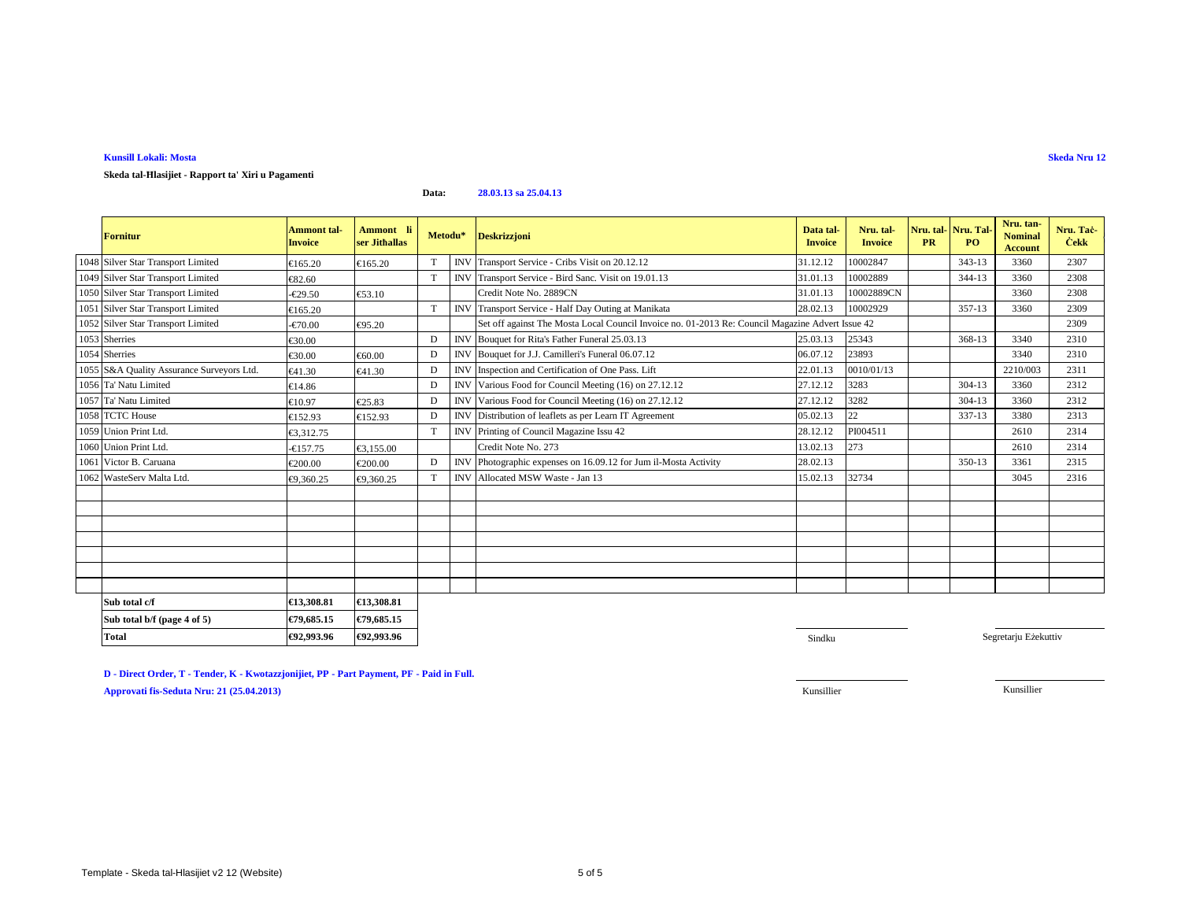**Kunsill Lokali: Mosta**

**Skeda Nru 12**

**Skeda tal-Hlasijiet - Rapport ta' Xiri u Pagamenti**

**Data: 28.03.13 sa 25.04.13**

| | Fornitur | Ammont tal-Invoice | Ammont li ser Jithallas | Metodu* | | Deskrizzjoni | Data tal-Invoice | Nru. tal-Invoice | Nru. tal-PR | Nru. Tal-PO | Nru. tan-Nominal Account | Nru. Taċ-Ċekk |
|---|---|---|---|---|---|---|---|---|---|---|---|---|
| 1048 | Silver Star Transport Limited | €165.20 | €165.20 | T | INV | Transport Service - Cribs Visit on 20.12.12 | 31.12.12 | 10002847 | | 343-13 | 3360 | 2307 |
| 1049 | Silver Star Transport Limited | €82.60 | | T | INV | Transport Service - Bird Sanc. Visit on 19.01.13 | 31.01.13 | 10002889 | | 344-13 | 3360 | 2308 |
| 1050 | Silver Star Transport Limited | -€29.50 | €53.10 | | | Credit Note No. 2889CN | 31.01.13 | 10002889CN | | | 3360 | 2308 |
| 1051 | Silver Star Transport Limited | €165.20 | | T | INV | Transport Service - Half Day Outing at Manikata | 28.02.13 | 10002929 | | 357-13 | 3360 | 2309 |
| 1052 | Silver Star Transport Limited | -€70.00 | €95.20 | | | Set off against The Mosta Local Council Invoice no. 01-2013 Re: Council Magazine Advert Issue 42 | | | | | | 2309 |
| 1053 | Sherries | €30.00 | | D | INV | Bouquet for Rita's Father Funeral 25.03.13 | 25.03.13 | 25343 | | 368-13 | 3340 | 2310 |
| 1054 | Sherries | €30.00 | €60.00 | D | INV | Bouquet for J.J. Camilleri's Funeral 06.07.12 | 06.07.12 | 23893 | | | 3340 | 2310 |
| 1055 | S&A Quality Assurance Surveyors Ltd. | €41.30 | €41.30 | D | INV | Inspection and Certification of One Pass. Lift | 22.01.13 | 0010/01/13 | | | 2210/003 | 2311 |
| 1056 | Ta' Natu Limited | €14.86 | | D | INV | Various Food for Council Meeting (16) on 27.12.12 | 27.12.12 | 3283 | | 304-13 | 3360 | 2312 |
| 1057 | Ta' Natu Limited | €10.97 | €25.83 | D | INV | Various Food for Council Meeting (16) on 27.12.12 | 27.12.12 | 3282 | | 304-13 | 3360 | 2312 |
| 1058 | TCTC House | €152.93 | €152.93 | D | INV | Distribution of leaflets as per Learn IT Agreement | 05.02.13 | 22 | | 337-13 | 3380 | 2313 |
| 1059 | Union Print Ltd. | €3,312.75 | | T | INV | Printing of Council Magazine Issu 42 | 28.12.12 | PI004511 | | | 2610 | 2314 |
| 1060 | Union Print Ltd. | -€157.75 | €3,155.00 | | | Credit Note No. 273 | 13.02.13 | 273 | | | 2610 | 2314 |
| 1061 | Victor B. Caruana | €200.00 | €200.00 | D | INV | Photographic expenses on 16.09.12 for Jum il-Mosta Activity | 28.02.13 | | | 350-13 | 3361 | 2315 |
| 1062 | WasteServ Malta Ltd. | €9,360.25 | €9,360.25 | T | INV | Allocated MSW Waste - Jan 13 | 15.02.13 | 32734 | | | 3045 | 2316 |

| | | |
|---|---|---|
| **Sub total c/f** | **€13,308.81** | **€13,308.81** |
| **Sub total b/f (page 4 of 5)** | **€79,685.15** | **€79,685.15** |
| **Total** | **€92,993.96** | **€92,993.96** |

Sindku

Segretarju Eżekuttiv

Kunsillier

Kunsillier

**D - Direct Order, T - Tender, K - Kwotazzjonijiet, PP - Part Payment, PF - Paid in Full.**

**Approvati fis-Seduta Nru: 21 (25.04.2013)**

Template - Skeda tal-Hlasijiet v2 12 (Website)